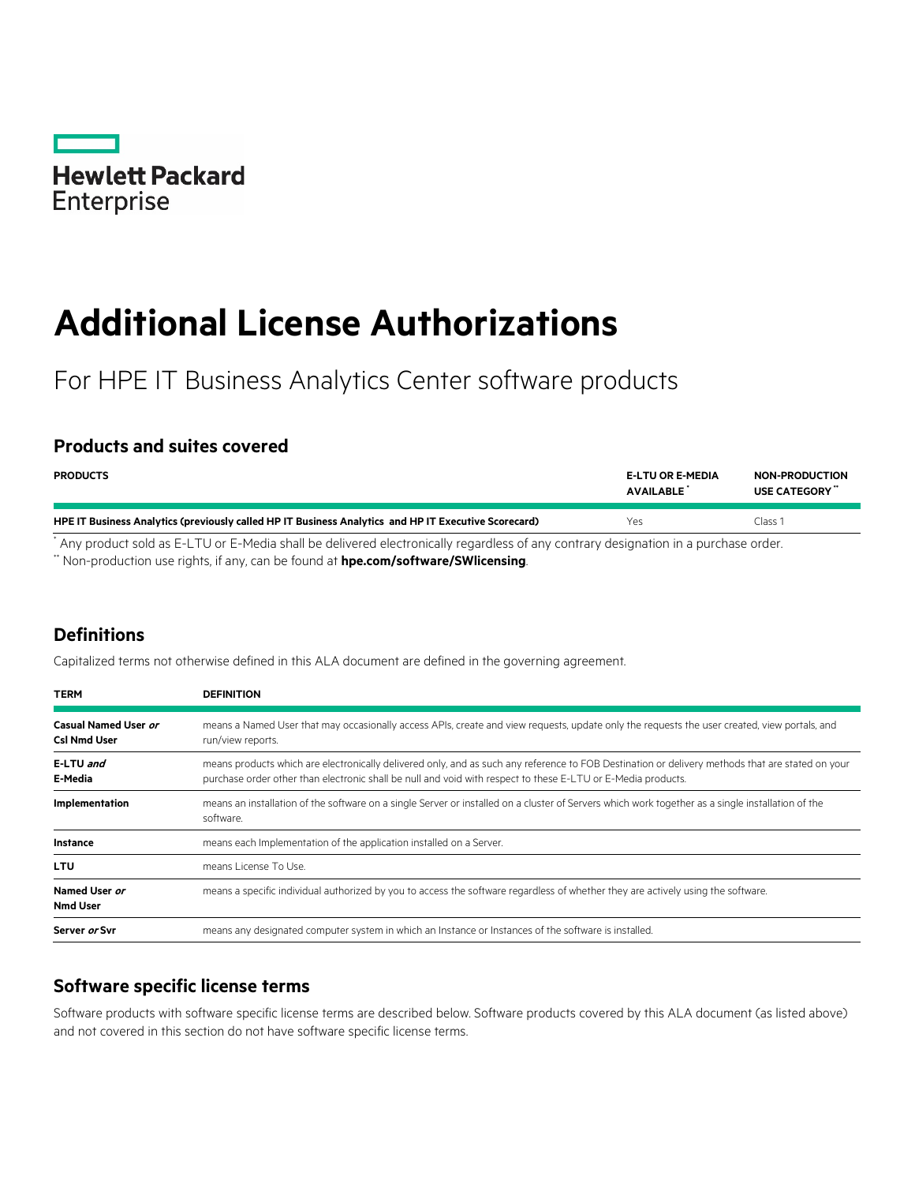Hewlett Packard Enterprise

# Additional License Authorizations

For HPE IT Business Analytics Center software products

## Products and suites covered

| PRODUCTS | E-LTU OR E-MEDIA AVAILABLE * | NON-PRODUCTION USE CATEGORY ** |
|---|---|---|
| **HPE IT Business Analytics (previously called HP IT Business Analytics and HP IT Executive Scorecard)** | Yes | Class 1 |

* Any product sold as E-LTU or E-Media shall be delivered electronically regardless of any contrary designation in a purchase order.

** Non-production use rights, if any, can be found at **hpe.com/software/SWlicensing**.

## Definitions

Capitalized terms not otherwise defined in this ALA document are defined in the governing agreement.

| TERM | DEFINITION |
|---|---|
| **Casual Named User *or* Csl Nmd User** | means a Named User that may occasionally access APIs, create and view requests, update only the requests the user created, view portals, and run/view reports. |
| **E-LTU *and* E-Media** | means products which are electronically delivered only, and as such any reference to FOB Destination or delivery methods that are stated on your purchase order other than electronic shall be null and void with respect to these E-LTU or E-Media products. |
| **Implementation** | means an installation of the software on a single Server or installed on a cluster of Servers which work together as a single installation of the software. |
| **Instance** | means each Implementation of the application installed on a Server. |
| **LTU** | means License To Use. |
| **Named User *or* Nmd User** | means a specific individual authorized by you to access the software regardless of whether they are actively using the software. |
| **Server *or* Svr** | means any designated computer system in which an Instance or Instances of the software is installed. |

## Software specific license terms

Software products with software specific license terms are described below. Software products covered by this ALA document (as listed above) and not covered in this section do not have software specific license terms.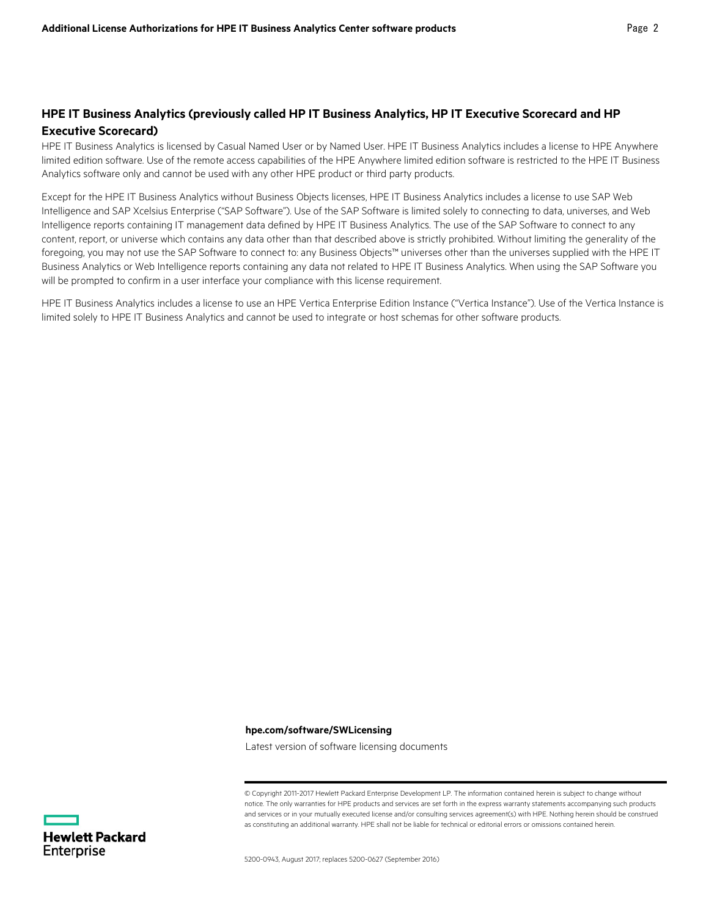## HPE IT Business Analytics (previously called HP IT Business Analytics, HP IT Executive Scorecard and HP Executive Scorecard)

HPE IT Business Analytics is licensed by Casual Named User or by Named User. HPE IT Business Analytics includes a license to HPE Anywhere limited edition software. Use of the remote access capabilities of the HPE Anywhere limited edition software is restricted to the HPE IT Business Analytics software only and cannot be used with any other HPE product or third party products.

Except for the HPE IT Business Analytics without Business Objects licenses, HPE IT Business Analytics includes a license to use SAP Web Intelligence and SAP Xcelsius Enterprise ("SAP Software"). Use of the SAP Software is limited solely to connecting to data, universes, and Web Intelligence reports containing IT management data defined by HPE IT Business Analytics. The use of the SAP Software to connect to any content, report, or universe which contains any data other than that described above is strictly prohibited. Without limiting the generality of the foregoing, you may not use the SAP Software to connect to: any Business Objects™ universes other than the universes supplied with the HPE IT Business Analytics or Web Intelligence reports containing any data not related to HPE IT Business Analytics. When using the SAP Software you will be prompted to confirm in a user interface your compliance with this license requirement.

HPE IT Business Analytics includes a license to use an HPE Vertica Enterprise Edition Instance ("Vertica Instance"). Use of the Vertica Instance is limited solely to HPE IT Business Analytics and cannot be used to integrate or host schemas for other software products.

**hpe.com/software/SWLicensing**

Latest version of software licensing documents

© Copyright 2011-2017 Hewlett Packard Enterprise Development LP. The information contained herein is subject to change without notice. The only warranties for HPE products and services are set forth in the express warranty statements accompanying such products and services or in your mutually executed license and/or consulting services agreement(s) with HPE. Nothing herein should be construed as constituting an additional warranty. HPE shall not be liable for technical or editorial errors or omissions contained herein.

Hewlett Packard Enterprise

5200-0943, August 2017; replaces 5200-0627 (September 2016)